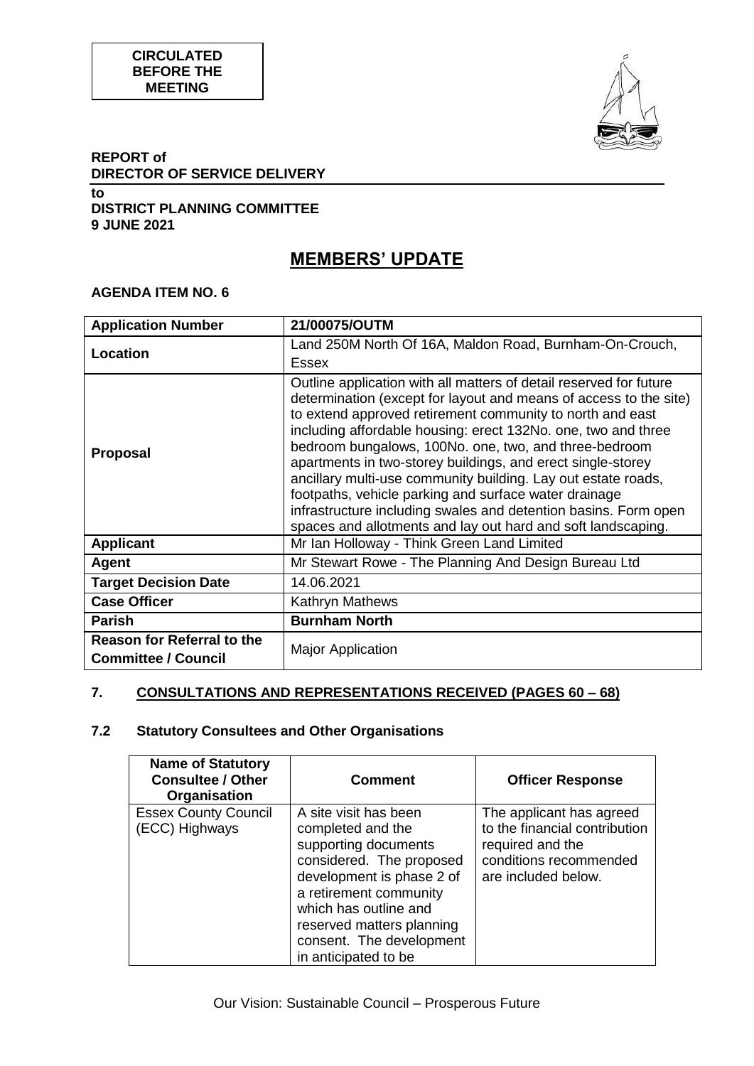**CIRCULATED BEFORE THE MEETING**

**REPORT of**
**DIRECTOR OF SERVICE DELIVERY**

**to**
**DISTRICT PLANNING COMMITTEE**
**9 JUNE 2021**

# MEMBERS' UPDATE

**AGENDA ITEM NO. 6**

| **Application Number** | **21/00075/OUTM** |
|---|---|
| **Location** | Land 250M North Of 16A, Maldon Road, Burnham-On-Crouch, Essex |
| **Proposal** | Outline application with all matters of detail reserved for future determination (except for layout and means of access to the site) to extend approved retirement community to north and east including affordable housing: erect 132No. one, two and three bedroom bungalows, 100No. one, two, and three-bedroom apartments in two-storey buildings, and erect single-storey ancillary multi-use community building. Lay out estate roads, footpaths, vehicle parking and surface water drainage infrastructure including swales and detention basins. Form open spaces and allotments and lay out hard and soft landscaping. |
| **Applicant** | Mr Ian Holloway - Think Green Land Limited |
| **Agent** | Mr Stewart Rowe - The Planning And Design Bureau Ltd |
| **Target Decision Date** | 14.06.2021 |
| **Case Officer** | Kathryn Mathews |
| **Parish** | **Burnham North** |
| **Reason for Referral to the Committee / Council** | Major Application |

## 7. CONSULTATIONS AND REPRESENTATIONS RECEIVED (PAGES 60 – 68)

### 7.2 Statutory Consultees and Other Organisations

| **Name of Statutory Consultee / Other Organisation** | **Comment** | **Officer Response** |
|---|---|---|
| Essex County Council (ECC) Highways | A site visit has been completed and the supporting documents considered. The proposed development is phase 2 of a retirement community which has outline and reserved matters planning consent. The development in anticipated to be | The applicant has agreed to the financial contribution required and the conditions recommended are included below. |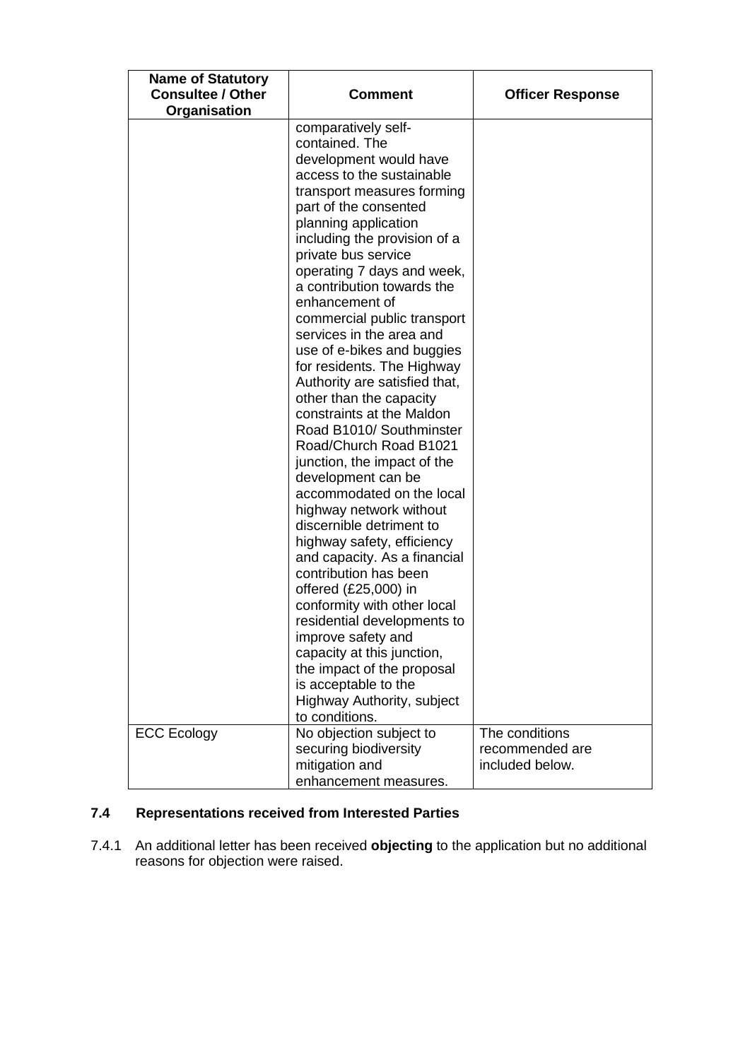| Name of Statutory Consultee / Other Organisation | Comment | Officer Response |
|---|---|---|
| | comparatively self-contained. The development would have access to the sustainable transport measures forming part of the consented planning application including the provision of a private bus service operating 7 days and week, a contribution towards the enhancement of commercial public transport services in the area and use of e-bikes and buggies for residents. The Highway Authority are satisfied that, other than the capacity constraints at the Maldon Road B1010/ Southminster Road/Church Road B1021 junction, the impact of the development can be accommodated on the local highway network without discernible detriment to highway safety, efficiency and capacity. As a financial contribution has been offered (£25,000) in conformity with other local residential developments to improve safety and capacity at this junction, the impact of the proposal is acceptable to the Highway Authority, subject to conditions. | |
| ECC Ecology | No objection subject to securing biodiversity mitigation and enhancement measures. | The conditions recommended are included below. |

## 7.4 Representations received from Interested Parties

7.4.1 An additional letter has been received **objecting** to the application but no additional reasons for objection were raised.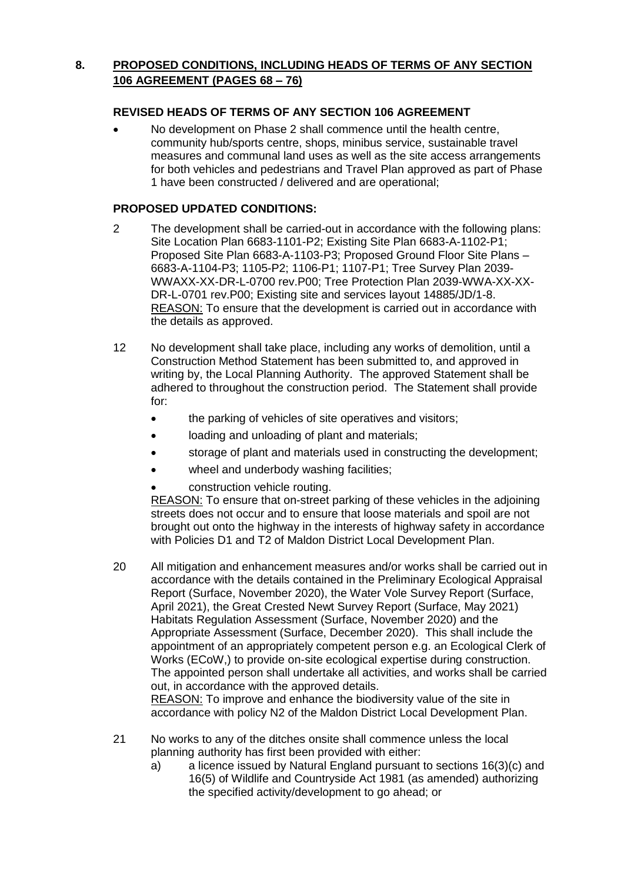## 8. PROPOSED CONDITIONS, INCLUDING HEADS OF TERMS OF ANY SECTION 106 AGREEMENT (PAGES 68 – 76)

### REVISED HEADS OF TERMS OF ANY SECTION 106 AGREEMENT

- No development on Phase 2 shall commence until the health centre, community hub/sports centre, shops, minibus service, sustainable travel measures and communal land uses as well as the site access arrangements for both vehicles and pedestrians and Travel Plan approved as part of Phase 1 have been constructed / delivered and are operational;

### PROPOSED UPDATED CONDITIONS:

2. The development shall be carried-out in accordance with the following plans: Site Location Plan 6683-1101-P2; Existing Site Plan 6683-A-1102-P1; Proposed Site Plan 6683-A-1103-P3; Proposed Ground Floor Site Plans – 6683-A-1104-P3; 1105-P2; 1106-P1; 1107-P1; Tree Survey Plan 2039-WWAXX-XX-DR-L-0700 rev.P00; Tree Protection Plan 2039-WWA-XX-XX-DR-L-0701 rev.P00; Existing site and services layout 14885/JD/1-8.
   REASON: To ensure that the development is carried out in accordance with the details as approved.

12. No development shall take place, including any works of demolition, until a Construction Method Statement has been submitted to, and approved in writing by, the Local Planning Authority. The approved Statement shall be adhered to throughout the construction period. The Statement shall provide for:
   - the parking of vehicles of site operatives and visitors;
   - loading and unloading of plant and materials;
   - storage of plant and materials used in constructing the development;
   - wheel and underbody washing facilities;
   - construction vehicle routing.

   REASON: To ensure that on-street parking of these vehicles in the adjoining streets does not occur and to ensure that loose materials and spoil are not brought out onto the highway in the interests of highway safety in accordance with Policies D1 and T2 of Maldon District Local Development Plan.

20. All mitigation and enhancement measures and/or works shall be carried out in accordance with the details contained in the Preliminary Ecological Appraisal Report (Surface, November 2020), the Water Vole Survey Report (Surface, April 2021), the Great Crested Newt Survey Report (Surface, May 2021) Habitats Regulation Assessment (Surface, November 2020) and the Appropriate Assessment (Surface, December 2020). This shall include the appointment of an appropriately competent person e.g. an Ecological Clerk of Works (ECoW,) to provide on-site ecological expertise during construction. The appointed person shall undertake all activities, and works shall be carried out, in accordance with the approved details.
   REASON: To improve and enhance the biodiversity value of the site in accordance with policy N2 of the Maldon District Local Development Plan.

21. No works to any of the ditches onsite shall commence unless the local planning authority has first been provided with either:
   a) a licence issued by Natural England pursuant to sections 16(3)(c) and 16(5) of Wildlife and Countryside Act 1981 (as amended) authorizing the specified activity/development to go ahead; or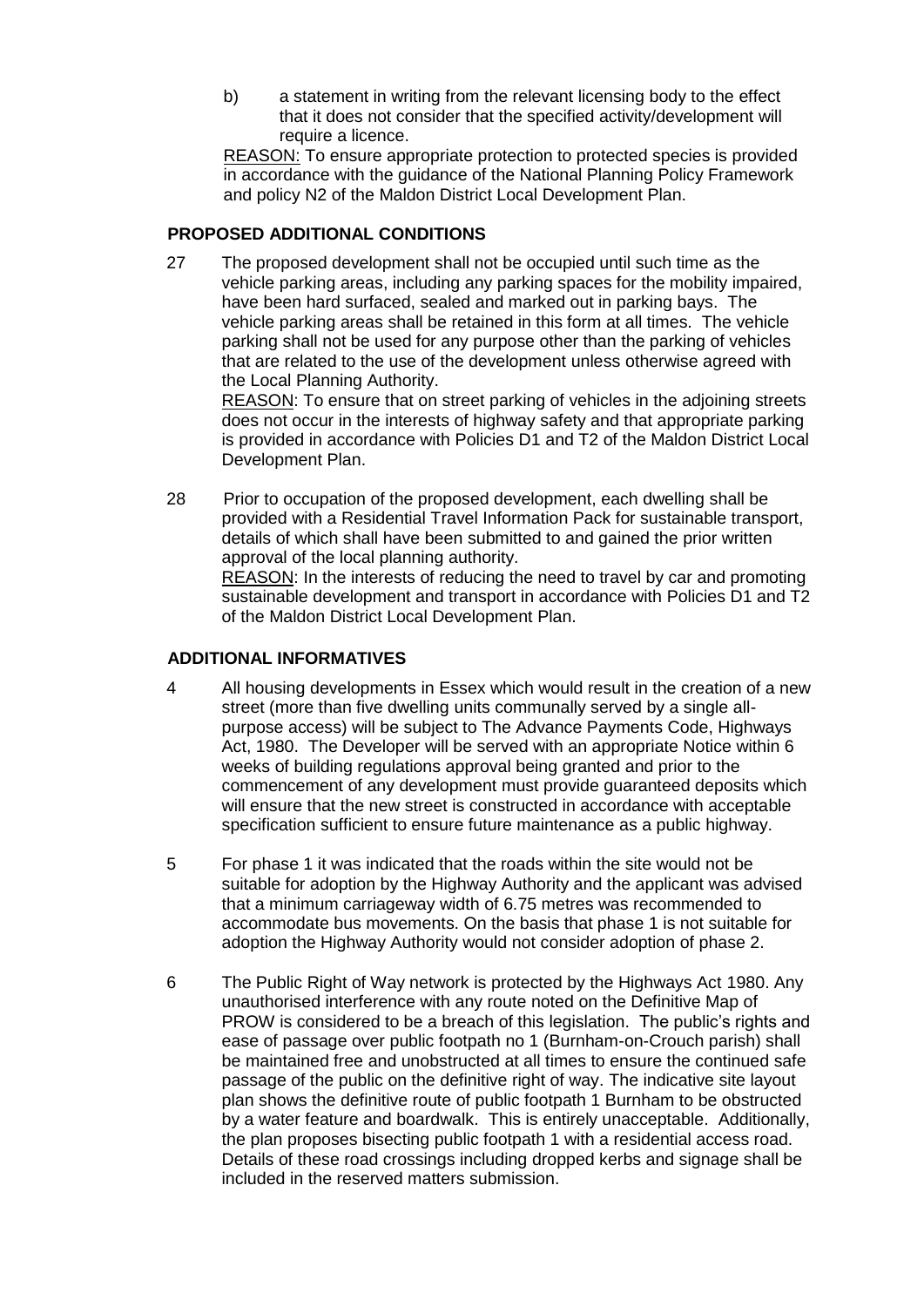b) a statement in writing from the relevant licensing body to the effect that it does not consider that the specified activity/development will require a licence.

<u>REASON:</u> To ensure appropriate protection to protected species is provided in accordance with the guidance of the National Planning Policy Framework and policy N2 of the Maldon District Local Development Plan.

**PROPOSED ADDITIONAL CONDITIONS**

27 The proposed development shall not be occupied until such time as the vehicle parking areas, including any parking spaces for the mobility impaired, have been hard surfaced, sealed and marked out in parking bays. The vehicle parking areas shall be retained in this form at all times. The vehicle parking shall not be used for any purpose other than the parking of vehicles that are related to the use of the development unless otherwise agreed with the Local Planning Authority.

<u>REASON</u>: To ensure that on street parking of vehicles in the adjoining streets does not occur in the interests of highway safety and that appropriate parking is provided in accordance with Policies D1 and T2 of the Maldon District Local Development Plan.

28 Prior to occupation of the proposed development, each dwelling shall be provided with a Residential Travel Information Pack for sustainable transport, details of which shall have been submitted to and gained the prior written approval of the local planning authority.

<u>REASON</u>: In the interests of reducing the need to travel by car and promoting sustainable development and transport in accordance with Policies D1 and T2 of the Maldon District Local Development Plan.

**ADDITIONAL INFORMATIVES**

4 All housing developments in Essex which would result in the creation of a new street (more than five dwelling units communally served by a single all-purpose access) will be subject to The Advance Payments Code, Highways Act, 1980. The Developer will be served with an appropriate Notice within 6 weeks of building regulations approval being granted and prior to the commencement of any development must provide guaranteed deposits which will ensure that the new street is constructed in accordance with acceptable specification sufficient to ensure future maintenance as a public highway.

5 For phase 1 it was indicated that the roads within the site would not be suitable for adoption by the Highway Authority and the applicant was advised that a minimum carriageway width of 6.75 metres was recommended to accommodate bus movements. On the basis that phase 1 is not suitable for adoption the Highway Authority would not consider adoption of phase 2.

6 The Public Right of Way network is protected by the Highways Act 1980. Any unauthorised interference with any route noted on the Definitive Map of PROW is considered to be a breach of this legislation. The public's rights and ease of passage over public footpath no 1 (Burnham-on-Crouch parish) shall be maintained free and unobstructed at all times to ensure the continued safe passage of the public on the definitive right of way. The indicative site layout plan shows the definitive route of public footpath 1 Burnham to be obstructed by a water feature and boardwalk. This is entirely unacceptable. Additionally, the plan proposes bisecting public footpath 1 with a residential access road. Details of these road crossings including dropped kerbs and signage shall be included in the reserved matters submission.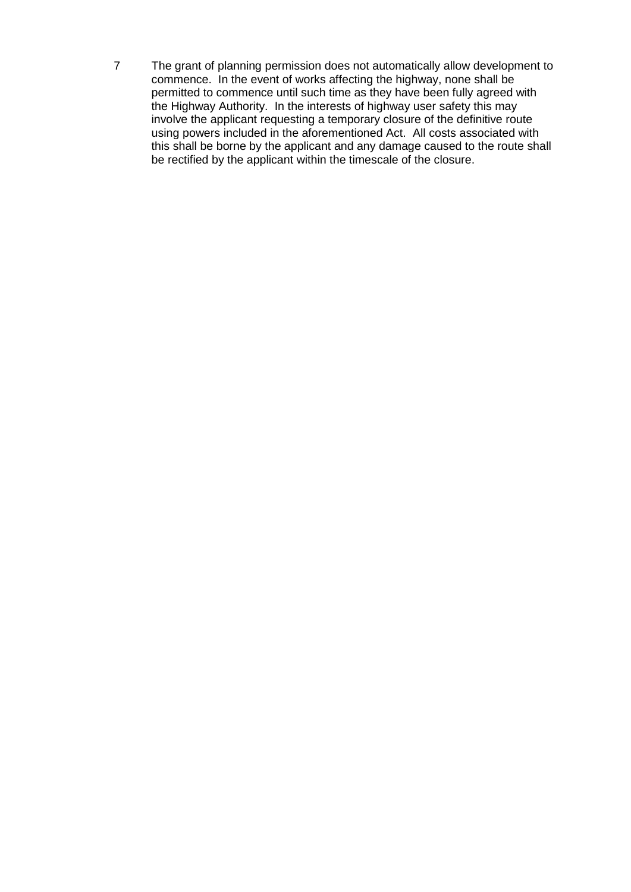7 The grant of planning permission does not automatically allow development to commence. In the event of works affecting the highway, none shall be permitted to commence until such time as they have been fully agreed with the Highway Authority. In the interests of highway user safety this may involve the applicant requesting a temporary closure of the definitive route using powers included in the aforementioned Act. All costs associated with this shall be borne by the applicant and any damage caused to the route shall be rectified by the applicant within the timescale of the closure.